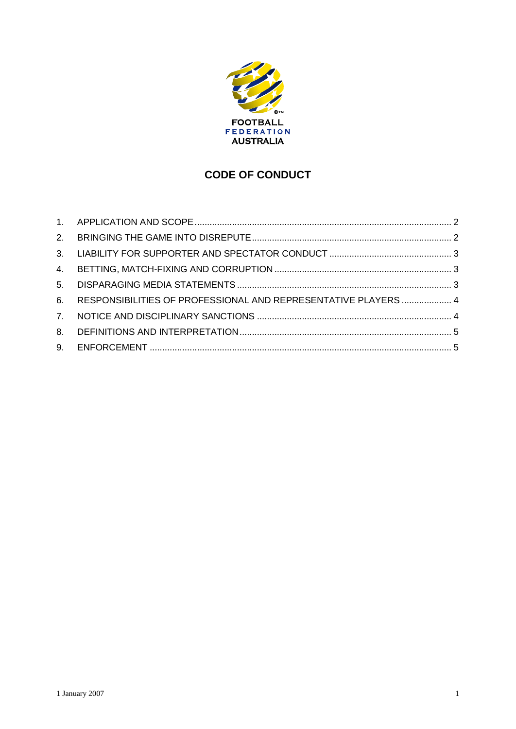FOOTBALL
FEDERATION
AUSTRALIA

# CODE OF CONDUCT

1. APPLICATION AND SCOPE ........ 2
2. BRINGING THE GAME INTO DISREPUTE ........ 2
3. LIABILITY FOR SUPPORTER AND SPECTATOR CONDUCT ........ 3
4. BETTING, MATCH-FIXING AND CORRUPTION ........ 3
5. DISPARAGING MEDIA STATEMENTS ........ 3
6. RESPONSIBILITIES OF PROFESSIONAL AND REPRESENTATIVE PLAYERS ........ 4
7. NOTICE AND DISCIPLINARY SANCTIONS ........ 4
8. DEFINITIONS AND INTERPRETATION ........ 5
9. ENFORCEMENT ........ 5

1 January 2007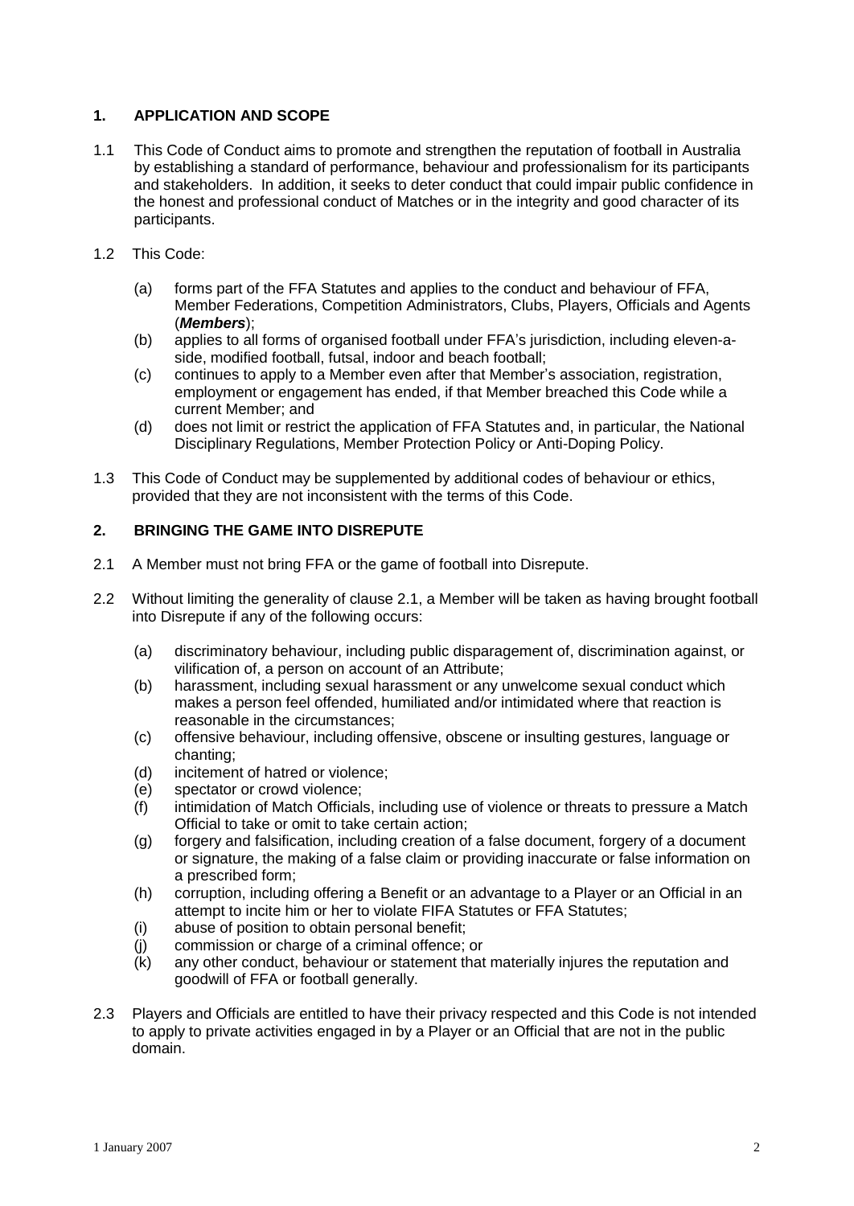## 1. APPLICATION AND SCOPE

1.1 This Code of Conduct aims to promote and strengthen the reputation of football in Australia by establishing a standard of performance, behaviour and professionalism for its participants and stakeholders. In addition, it seeks to deter conduct that could impair public confidence in the honest and professional conduct of Matches or in the integrity and good character of its participants.

1.2 This Code:

(a) forms part of the FFA Statutes and applies to the conduct and behaviour of FFA, Member Federations, Competition Administrators, Clubs, Players, Officials and Agents (***Members***);
(b) applies to all forms of organised football under FFA's jurisdiction, including eleven-a-side, modified football, futsal, indoor and beach football;
(c) continues to apply to a Member even after that Member's association, registration, employment or engagement has ended, if that Member breached this Code while a current Member; and
(d) does not limit or restrict the application of FFA Statutes and, in particular, the National Disciplinary Regulations, Member Protection Policy or Anti-Doping Policy.

1.3 This Code of Conduct may be supplemented by additional codes of behaviour or ethics, provided that they are not inconsistent with the terms of this Code.

## 2. BRINGING THE GAME INTO DISREPUTE

2.1 A Member must not bring FFA or the game of football into Disrepute.

2.2 Without limiting the generality of clause 2.1, a Member will be taken as having brought football into Disrepute if any of the following occurs:

(a) discriminatory behaviour, including public disparagement of, discrimination against, or vilification of, a person on account of an Attribute;
(b) harassment, including sexual harassment or any unwelcome sexual conduct which makes a person feel offended, humiliated and/or intimidated where that reaction is reasonable in the circumstances;
(c) offensive behaviour, including offensive, obscene or insulting gestures, language or chanting;
(d) incitement of hatred or violence;
(e) spectator or crowd violence;
(f) intimidation of Match Officials, including use of violence or threats to pressure a Match Official to take or omit to take certain action;
(g) forgery and falsification, including creation of a false document, forgery of a document or signature, the making of a false claim or providing inaccurate or false information on a prescribed form;
(h) corruption, including offering a Benefit or an advantage to a Player or an Official in an attempt to incite him or her to violate FIFA Statutes or FFA Statutes;
(i) abuse of position to obtain personal benefit;
(j) commission or charge of a criminal offence; or
(k) any other conduct, behaviour or statement that materially injures the reputation and goodwill of FFA or football generally.

2.3 Players and Officials are entitled to have their privacy respected and this Code is not intended to apply to private activities engaged in by a Player or an Official that are not in the public domain.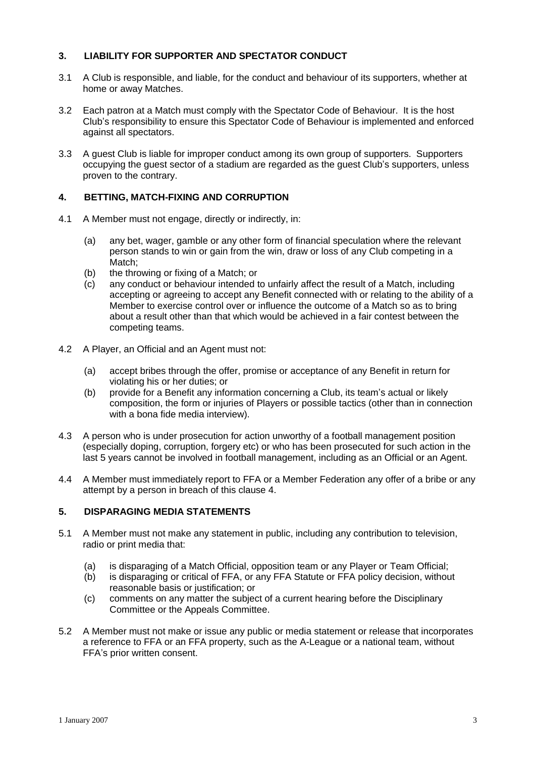## 3. LIABILITY FOR SUPPORTER AND SPECTATOR CONDUCT

3.1 A Club is responsible, and liable, for the conduct and behaviour of its supporters, whether at home or away Matches.

3.2 Each patron at a Match must comply with the Spectator Code of Behaviour. It is the host Club's responsibility to ensure this Spectator Code of Behaviour is implemented and enforced against all spectators.

3.3 A guest Club is liable for improper conduct among its own group of supporters. Supporters occupying the guest sector of a stadium are regarded as the guest Club's supporters, unless proven to the contrary.

## 4. BETTING, MATCH-FIXING AND CORRUPTION

4.1 A Member must not engage, directly or indirectly, in:

- (a) any bet, wager, gamble or any other form of financial speculation where the relevant person stands to win or gain from the win, draw or loss of any Club competing in a Match;
- (b) the throwing or fixing of a Match; or
- (c) any conduct or behaviour intended to unfairly affect the result of a Match, including accepting or agreeing to accept any Benefit connected with or relating to the ability of a Member to exercise control over or influence the outcome of a Match so as to bring about a result other than that which would be achieved in a fair contest between the competing teams.

4.2 A Player, an Official and an Agent must not:

- (a) accept bribes through the offer, promise or acceptance of any Benefit in return for violating his or her duties; or
- (b) provide for a Benefit any information concerning a Club, its team's actual or likely composition, the form or injuries of Players or possible tactics (other than in connection with a bona fide media interview).

4.3 A person who is under prosecution for action unworthy of a football management position (especially doping, corruption, forgery etc) or who has been prosecuted for such action in the last 5 years cannot be involved in football management, including as an Official or an Agent.

4.4 A Member must immediately report to FFA or a Member Federation any offer of a bribe or any attempt by a person in breach of this clause 4.

## 5. DISPARAGING MEDIA STATEMENTS

5.1 A Member must not make any statement in public, including any contribution to television, radio or print media that:

- (a) is disparaging of a Match Official, opposition team or any Player or Team Official;
- (b) is disparaging or critical of FFA, or any FFA Statute or FFA policy decision, without reasonable basis or justification; or
- (c) comments on any matter the subject of a current hearing before the Disciplinary Committee or the Appeals Committee.

5.2 A Member must not make or issue any public or media statement or release that incorporates a reference to FFA or an FFA property, such as the A-League or a national team, without FFA's prior written consent.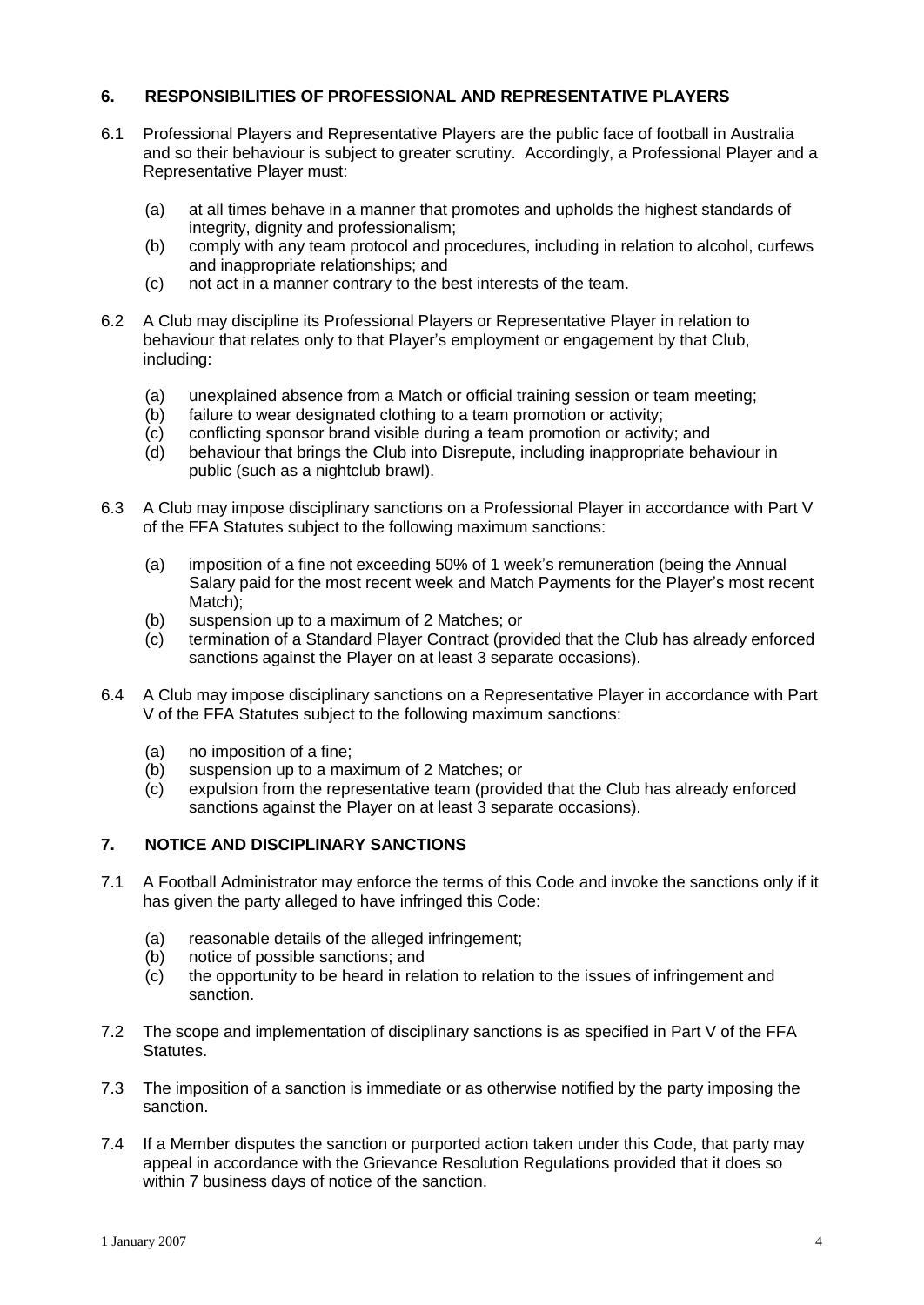## 6. RESPONSIBILITIES OF PROFESSIONAL AND REPRESENTATIVE PLAYERS

6.1 Professional Players and Representative Players are the public face of football in Australia and so their behaviour is subject to greater scrutiny. Accordingly, a Professional Player and a Representative Player must:

- (a) at all times behave in a manner that promotes and upholds the highest standards of integrity, dignity and professionalism;
- (b) comply with any team protocol and procedures, including in relation to alcohol, curfews and inappropriate relationships; and
- (c) not act in a manner contrary to the best interests of the team.

6.2 A Club may discipline its Professional Players or Representative Player in relation to behaviour that relates only to that Player's employment or engagement by that Club, including:

- (a) unexplained absence from a Match or official training session or team meeting;
- (b) failure to wear designated clothing to a team promotion or activity;
- (c) conflicting sponsor brand visible during a team promotion or activity; and
- (d) behaviour that brings the Club into Disrepute, including inappropriate behaviour in public (such as a nightclub brawl).

6.3 A Club may impose disciplinary sanctions on a Professional Player in accordance with Part V of the FFA Statutes subject to the following maximum sanctions:

- (a) imposition of a fine not exceeding 50% of 1 week's remuneration (being the Annual Salary paid for the most recent week and Match Payments for the Player's most recent Match);
- (b) suspension up to a maximum of 2 Matches; or
- (c) termination of a Standard Player Contract (provided that the Club has already enforced sanctions against the Player on at least 3 separate occasions).

6.4 A Club may impose disciplinary sanctions on a Representative Player in accordance with Part V of the FFA Statutes subject to the following maximum sanctions:

- (a) no imposition of a fine;
- (b) suspension up to a maximum of 2 Matches; or
- (c) expulsion from the representative team (provided that the Club has already enforced sanctions against the Player on at least 3 separate occasions).

## 7. NOTICE AND DISCIPLINARY SANCTIONS

7.1 A Football Administrator may enforce the terms of this Code and invoke the sanctions only if it has given the party alleged to have infringed this Code:

- (a) reasonable details of the alleged infringement;
- (b) notice of possible sanctions; and
- (c) the opportunity to be heard in relation to relation to the issues of infringement and sanction.

7.2 The scope and implementation of disciplinary sanctions is as specified in Part V of the FFA Statutes.

7.3 The imposition of a sanction is immediate or as otherwise notified by the party imposing the sanction.

7.4 If a Member disputes the sanction or purported action taken under this Code, that party may appeal in accordance with the Grievance Resolution Regulations provided that it does so within 7 business days of notice of the sanction.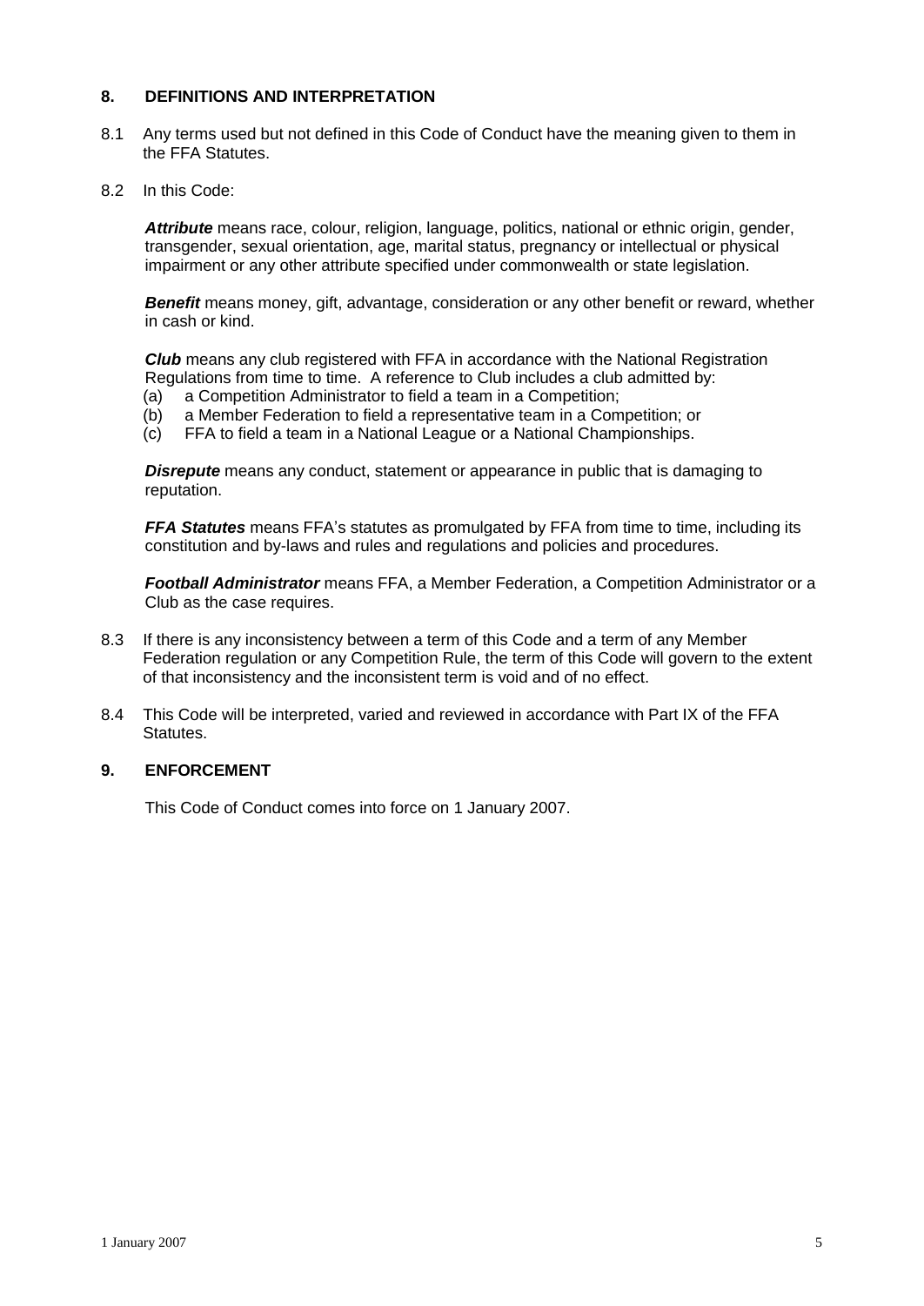## 8. DEFINITIONS AND INTERPRETATION

8.1 Any terms used but not defined in this Code of Conduct have the meaning given to them in the FFA Statutes.

8.2 In this Code:

***Attribute*** means race, colour, religion, language, politics, national or ethnic origin, gender, transgender, sexual orientation, age, marital status, pregnancy or intellectual or physical impairment or any other attribute specified under commonwealth or state legislation.

***Benefit*** means money, gift, advantage, consideration or any other benefit or reward, whether in cash or kind.

***Club*** means any club registered with FFA in accordance with the National Registration Regulations from time to time. A reference to Club includes a club admitted by:

(a) a Competition Administrator to field a team in a Competition;
(b) a Member Federation to field a representative team in a Competition; or
(c) FFA to field a team in a National League or a National Championships.

***Disrepute*** means any conduct, statement or appearance in public that is damaging to reputation.

***FFA Statutes*** means FFA's statutes as promulgated by FFA from time to time, including its constitution and by-laws and rules and regulations and policies and procedures.

***Football Administrator*** means FFA, a Member Federation, a Competition Administrator or a Club as the case requires.

8.3 If there is any inconsistency between a term of this Code and a term of any Member Federation regulation or any Competition Rule, the term of this Code will govern to the extent of that inconsistency and the inconsistent term is void and of no effect.

8.4 This Code will be interpreted, varied and reviewed in accordance with Part IX of the FFA Statutes.

## 9. ENFORCEMENT

This Code of Conduct comes into force on 1 January 2007.